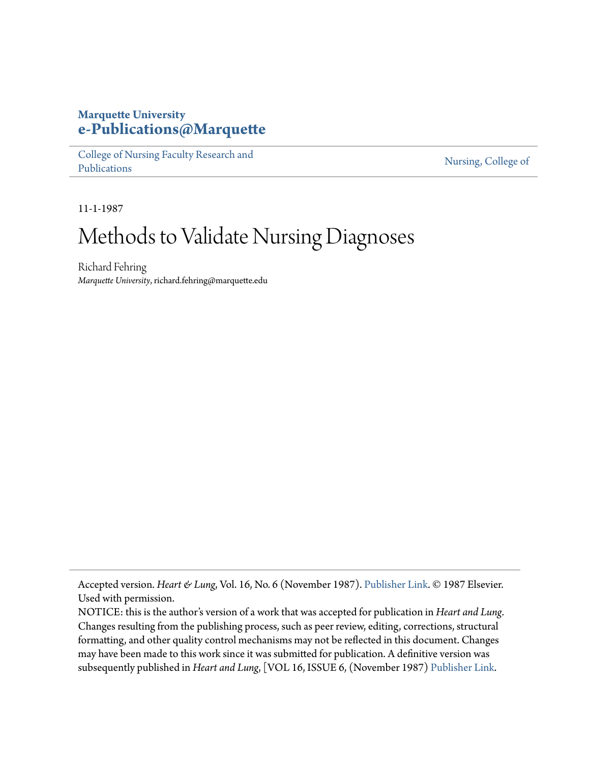**Marquette University**
**e-Publications@Marquette**

College of Nursing Faculty Research and Publications | Nursing, College of

11-1-1987

# Methods to Validate Nursing Diagnoses

Richard Fehring
*Marquette University*, richard.fehring@marquette.edu

---

Accepted version. *Heart & Lung*, Vol. 16, No. 6 (November 1987). Publisher Link. © 1987 Elsevier. Used with permission.

NOTICE: this is the author's version of a work that was accepted for publication in *Heart and Lung*. Changes resulting from the publishing process, such as peer review, editing, corrections, structural formatting, and other quality control mechanisms may not be reflected in this document. Changes may have been made to this work since it was submitted for publication. A definitive version was subsequently published in *Heart and Lung*, [VOL 16, ISSUE 6, (November 1987) Publisher Link.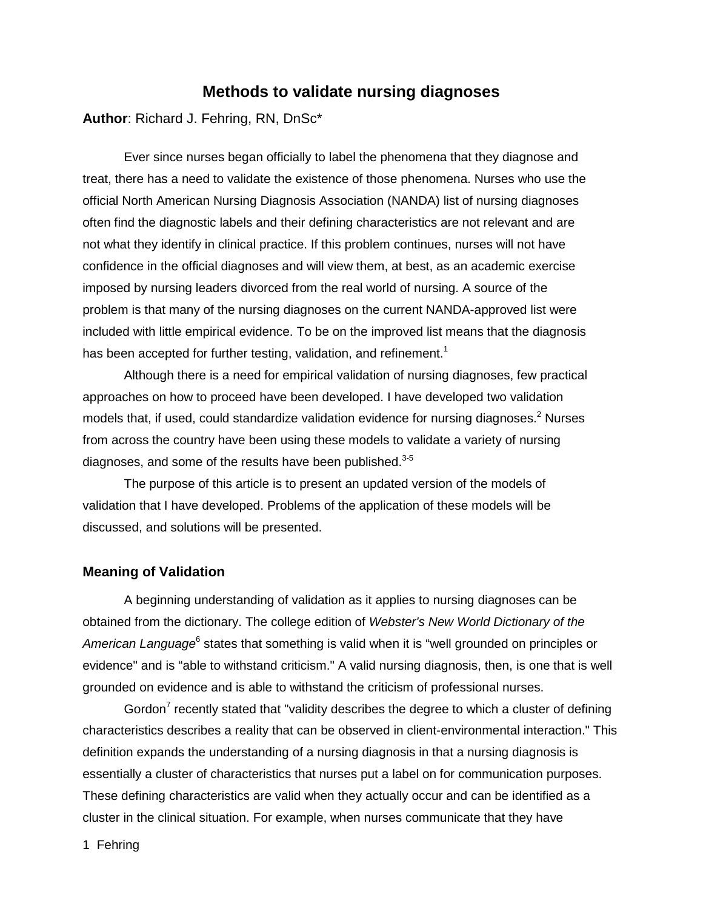# Methods to validate nursing diagnoses

**Author**: Richard J. Fehring, RN, DnSc*

Ever since nurses began officially to label the phenomena that they diagnose and treat, there has a need to validate the existence of those phenomena. Nurses who use the official North American Nursing Diagnosis Association (NANDA) list of nursing diagnoses often find the diagnostic labels and their defining characteristics are not relevant and are not what they identify in clinical practice. If this problem continues, nurses will not have confidence in the official diagnoses and will view them, at best, as an academic exercise imposed by nursing leaders divorced from the real world of nursing. A source of the problem is that many of the nursing diagnoses on the current NANDA-approved list were included with little empirical evidence. To be on the improved list means that the diagnosis has been accepted for further testing, validation, and refinement.[1]

Although there is a need for empirical validation of nursing diagnoses, few practical approaches on how to proceed have been developed. I have developed two validation models that, if used, could standardize validation evidence for nursing diagnoses.[2] Nurses from across the country have been using these models to validate a variety of nursing diagnoses, and some of the results have been published.[3-5]

The purpose of this article is to present an updated version of the models of validation that I have developed. Problems of the application of these models will be discussed, and solutions will be presented.

## Meaning of Validation

A beginning understanding of validation as it applies to nursing diagnoses can be obtained from the dictionary. The college edition of *Webster's New World Dictionary of the American Language*[6] states that something is valid when it is "well grounded on principles or evidence" and is "able to withstand criticism." A valid nursing diagnosis, then, is one that is well grounded on evidence and is able to withstand the criticism of professional nurses.

Gordon[7] recently stated that "validity describes the degree to which a cluster of defining characteristics describes a reality that can be observed in client-environmental interaction." This definition expands the understanding of a nursing diagnosis in that a nursing diagnosis is essentially a cluster of characteristics that nurses put a label on for communication purposes. These defining characteristics are valid when they actually occur and can be identified as a cluster in the clinical situation. For example, when nurses communicate that they have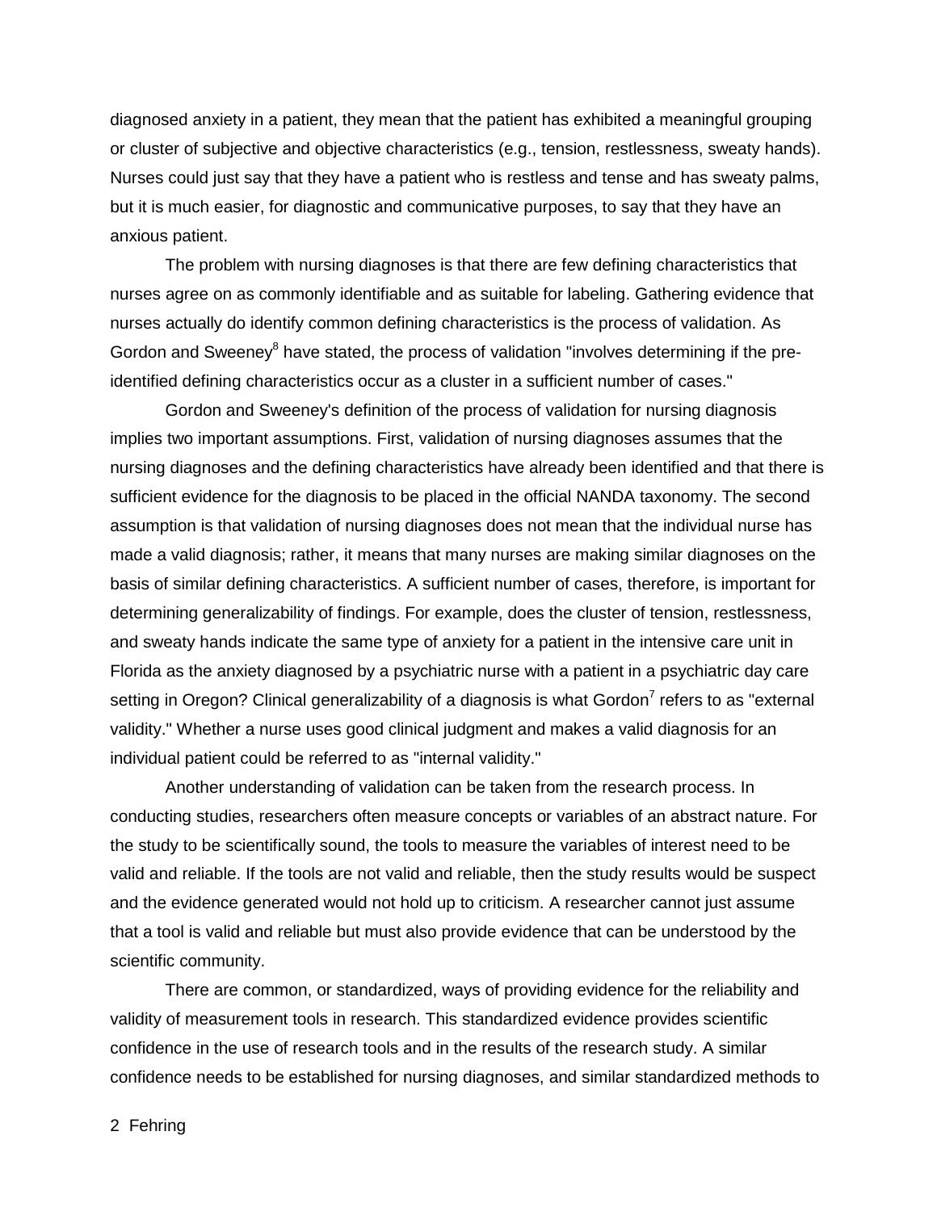diagnosed anxiety in a patient, they mean that the patient has exhibited a meaningful grouping or cluster of subjective and objective characteristics (e.g., tension, restlessness, sweaty hands). Nurses could just say that they have a patient who is restless and tense and has sweaty palms, but it is much easier, for diagnostic and communicative purposes, to say that they have an anxious patient.

The problem with nursing diagnoses is that there are few defining characteristics that nurses agree on as commonly identifiable and as suitable for labeling. Gathering evidence that nurses actually do identify common defining characteristics is the process of validation. As Gordon and Sweeney[8] have stated, the process of validation "involves determining if the pre-identified defining characteristics occur as a cluster in a sufficient number of cases."

Gordon and Sweeney's definition of the process of validation for nursing diagnosis implies two important assumptions. First, validation of nursing diagnoses assumes that the nursing diagnoses and the defining characteristics have already been identified and that there is sufficient evidence for the diagnosis to be placed in the official NANDA taxonomy. The second assumption is that validation of nursing diagnoses does not mean that the individual nurse has made a valid diagnosis; rather, it means that many nurses are making similar diagnoses on the basis of similar defining characteristics. A sufficient number of cases, therefore, is important for determining generalizability of findings. For example, does the cluster of tension, restlessness, and sweaty hands indicate the same type of anxiety for a patient in the intensive care unit in Florida as the anxiety diagnosed by a psychiatric nurse with a patient in a psychiatric day care setting in Oregon? Clinical generalizability of a diagnosis is what Gordon[7] refers to as "external validity." Whether a nurse uses good clinical judgment and makes a valid diagnosis for an individual patient could be referred to as "internal validity."

Another understanding of validation can be taken from the research process. In conducting studies, researchers often measure concepts or variables of an abstract nature. For the study to be scientifically sound, the tools to measure the variables of interest need to be valid and reliable. If the tools are not valid and reliable, then the study results would be suspect and the evidence generated would not hold up to criticism. A researcher cannot just assume that a tool is valid and reliable but must also provide evidence that can be understood by the scientific community.

There are common, or standardized, ways of providing evidence for the reliability and validity of measurement tools in research. This standardized evidence provides scientific confidence in the use of research tools and in the results of the research study. A similar confidence needs to be established for nursing diagnoses, and similar standardized methods to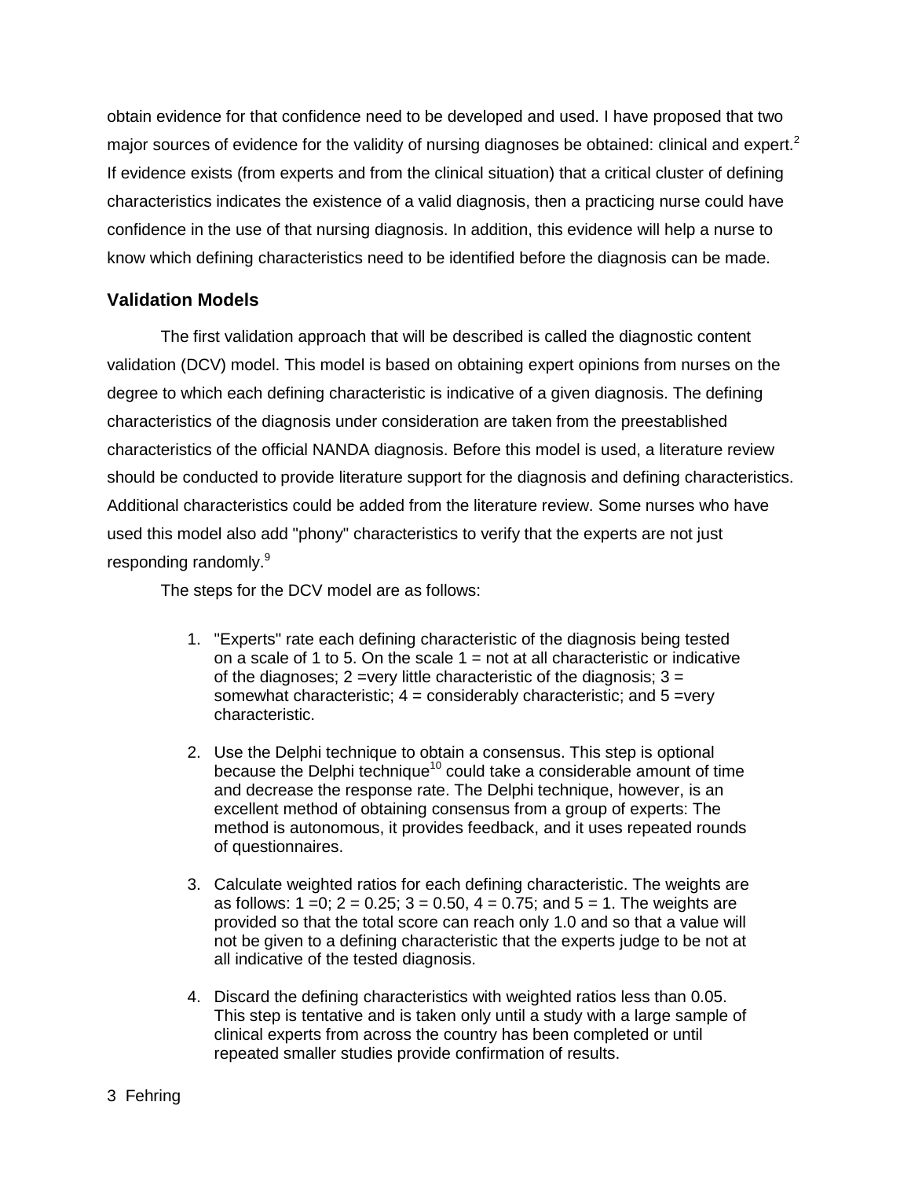obtain evidence for that confidence need to be developed and used. I have proposed that two major sources of evidence for the validity of nursing diagnoses be obtained: clinical and expert.[2] If evidence exists (from experts and from the clinical situation) that a critical cluster of defining characteristics indicates the existence of a valid diagnosis, then a practicing nurse could have confidence in the use of that nursing diagnosis. In addition, this evidence will help a nurse to know which defining characteristics need to be identified before the diagnosis can be made.

### Validation Models

The first validation approach that will be described is called the diagnostic content validation (DCV) model. This model is based on obtaining expert opinions from nurses on the degree to which each defining characteristic is indicative of a given diagnosis. The defining characteristics of the diagnosis under consideration are taken from the preestablished characteristics of the official NANDA diagnosis. Before this model is used, a literature review should be conducted to provide literature support for the diagnosis and defining characteristics. Additional characteristics could be added from the literature review. Some nurses who have used this model also add "phony" characteristics to verify that the experts are not just responding randomly.[9]

The steps for the DCV model are as follows:

1. "Experts" rate each defining characteristic of the diagnosis being tested on a scale of 1 to 5. On the scale 1 = not at all characteristic or indicative of the diagnoses; 2 =very little characteristic of the diagnosis; 3 = somewhat characteristic; 4 = considerably characteristic; and 5 =very characteristic.

2. Use the Delphi technique to obtain a consensus. This step is optional because the Delphi technique[10] could take a considerable amount of time and decrease the response rate. The Delphi technique, however, is an excellent method of obtaining consensus from a group of experts: The method is autonomous, it provides feedback, and it uses repeated rounds of questionnaires.

3. Calculate weighted ratios for each defining characteristic. The weights are as follows: 1 =0; 2 = 0.25; 3 = 0.50, 4 = 0.75; and 5 = 1. The weights are provided so that the total score can reach only 1.0 and so that a value will not be given to a defining characteristic that the experts judge to be not at all indicative of the tested diagnosis.

4. Discard the defining characteristics with weighted ratios less than 0.05. This step is tentative and is taken only until a study with a large sample of clinical experts from across the country has been completed or until repeated smaller studies provide confirmation of results.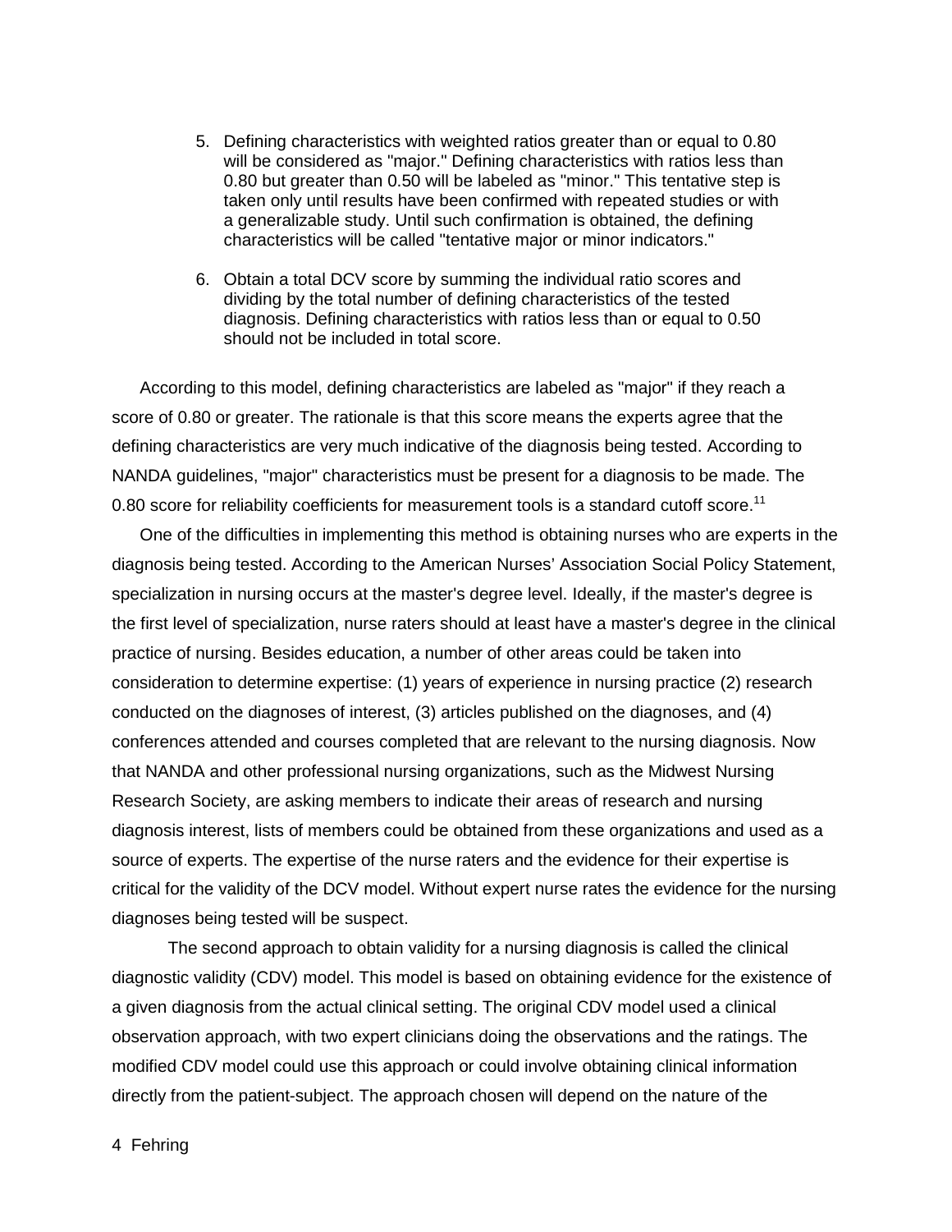5. Defining characteristics with weighted ratios greater than or equal to 0.80 will be considered as "major." Defining characteristics with ratios less than 0.80 but greater than 0.50 will be labeled as "minor." This tentative step is taken only until results have been confirmed with repeated studies or with a generalizable study. Until such confirmation is obtained, the defining characteristics will be called "tentative major or minor indicators."

6. Obtain a total DCV score by summing the individual ratio scores and dividing by the total number of defining characteristics of the tested diagnosis. Defining characteristics with ratios less than or equal to 0.50 should not be included in total score.

According to this model, defining characteristics are labeled as "major" if they reach a score of 0.80 or greater. The rationale is that this score means the experts agree that the defining characteristics are very much indicative of the diagnosis being tested. According to NANDA guidelines, "major" characteristics must be present for a diagnosis to be made. The 0.80 score for reliability coefficients for measurement tools is a standard cutoff score.[11]

One of the difficulties in implementing this method is obtaining nurses who are experts in the diagnosis being tested. According to the American Nurses' Association Social Policy Statement, specialization in nursing occurs at the master's degree level. Ideally, if the master's degree is the first level of specialization, nurse raters should at least have a master's degree in the clinical practice of nursing. Besides education, a number of other areas could be taken into consideration to determine expertise: (1) years of experience in nursing practice (2) research conducted on the diagnoses of interest, (3) articles published on the diagnoses, and (4) conferences attended and courses completed that are relevant to the nursing diagnosis. Now that NANDA and other professional nursing organizations, such as the Midwest Nursing Research Society, are asking members to indicate their areas of research and nursing diagnosis interest, lists of members could be obtained from these organizations and used as a source of experts. The expertise of the nurse raters and the evidence for their expertise is critical for the validity of the DCV model. Without expert nurse rates the evidence for the nursing diagnoses being tested will be suspect.

The second approach to obtain validity for a nursing diagnosis is called the clinical diagnostic validity (CDV) model. This model is based on obtaining evidence for the existence of a given diagnosis from the actual clinical setting. The original CDV model used a clinical observation approach, with two expert clinicians doing the observations and the ratings. The modified CDV model could use this approach or could involve obtaining clinical information directly from the patient-subject. The approach chosen will depend on the nature of the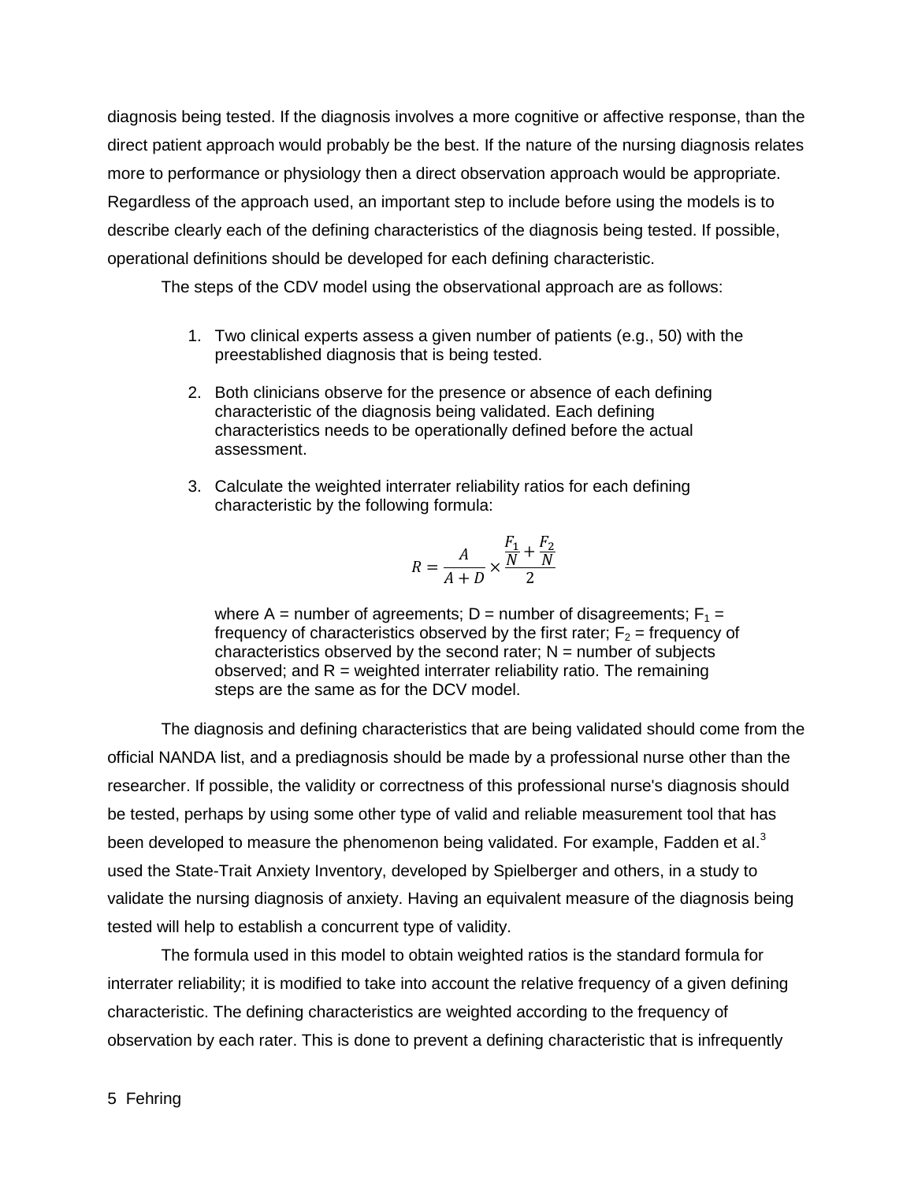diagnosis being tested. If the diagnosis involves a more cognitive or affective response, than the direct patient approach would probably be the best. If the nature of the nursing diagnosis relates more to performance or physiology then a direct observation approach would be appropriate. Regardless of the approach used, an important step to include before using the models is to describe clearly each of the defining characteristics of the diagnosis being tested. If possible, operational definitions should be developed for each defining characteristic.

The steps of the CDV model using the observational approach are as follows:

1. Two clinical experts assess a given number of patients (e.g., 50) with the preestablished diagnosis that is being tested.

2. Both clinicians observe for the presence or absence of each defining characteristic of the diagnosis being validated. Each defining characteristics needs to be operationally defined before the actual assessment.

3. Calculate the weighted interrater reliability ratios for each defining characteristic by the following formula:

$$R = \frac{A}{A + D} \times \frac{\frac{F_1}{N} + \frac{F_2}{N}}{2}$$

   where A = number of agreements; D = number of disagreements; $F_1$ = frequency of characteristics observed by the first rater; $F_2$ = frequency of characteristics observed by the second rater; N = number of subjects observed; and R = weighted interrater reliability ratio. The remaining steps are the same as for the DCV model.

The diagnosis and defining characteristics that are being validated should come from the official NANDA list, and a prediagnosis should be made by a professional nurse other than the researcher. If possible, the validity or correctness of this professional nurse's diagnosis should be tested, perhaps by using some other type of valid and reliable measurement tool that has been developed to measure the phenomenon being validated. For example, Fadden et al.[3] used the State-Trait Anxiety Inventory, developed by Spielberger and others, in a study to validate the nursing diagnosis of anxiety. Having an equivalent measure of the diagnosis being tested will help to establish a concurrent type of validity.

The formula used in this model to obtain weighted ratios is the standard formula for interrater reliability; it is modified to take into account the relative frequency of a given defining characteristic. The defining characteristics are weighted according to the frequency of observation by each rater. This is done to prevent a defining characteristic that is infrequently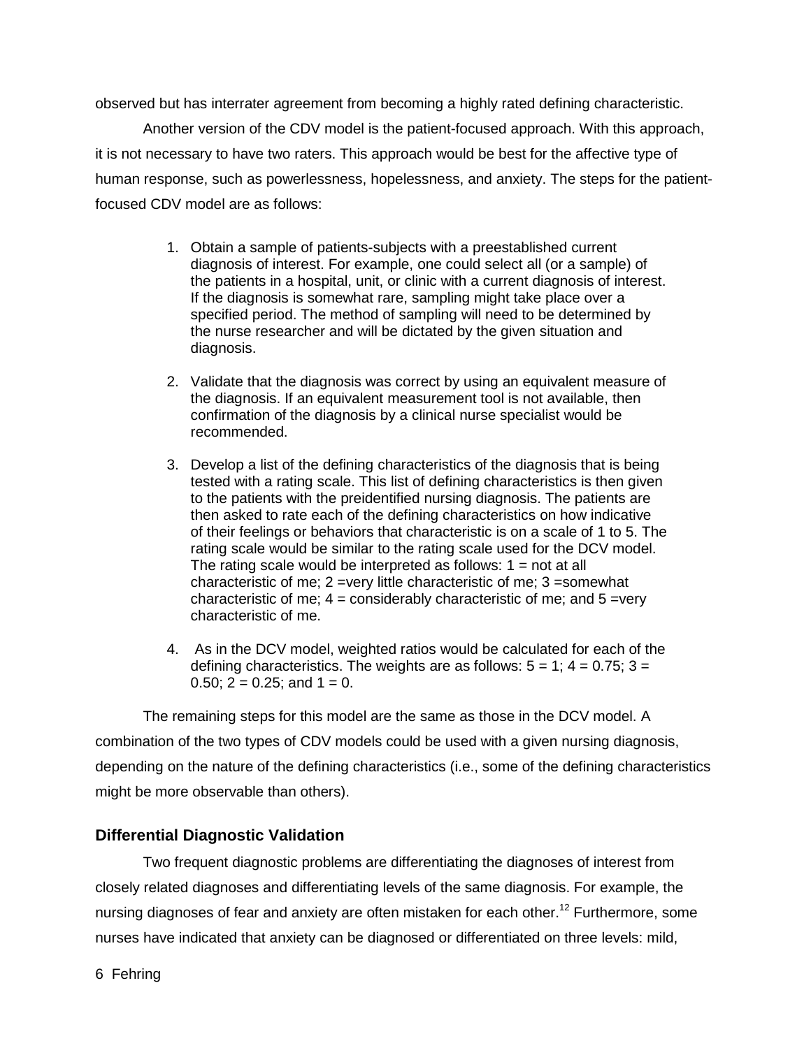observed but has interrater agreement from becoming a highly rated defining characteristic.

Another version of the CDV model is the patient-focused approach. With this approach, it is not necessary to have two raters. This approach would be best for the affective type of human response, such as powerlessness, hopelessness, and anxiety. The steps for the patient-focused CDV model are as follows:

1. Obtain a sample of patients-subjects with a preestablished current diagnosis of interest. For example, one could select all (or a sample) of the patients in a hospital, unit, or clinic with a current diagnosis of interest. If the diagnosis is somewhat rare, sampling might take place over a specified period. The method of sampling will need to be determined by the nurse researcher and will be dictated by the given situation and diagnosis.

2. Validate that the diagnosis was correct by using an equivalent measure of the diagnosis. If an equivalent measurement tool is not available, then confirmation of the diagnosis by a clinical nurse specialist would be recommended.

3. Develop a list of the defining characteristics of the diagnosis that is being tested with a rating scale. This list of defining characteristics is then given to the patients with the preidentified nursing diagnosis. The patients are then asked to rate each of the defining characteristics on how indicative of their feelings or behaviors that characteristic is on a scale of 1 to 5. The rating scale would be similar to the rating scale used for the DCV model. The rating scale would be interpreted as follows: 1 = not at all characteristic of me; 2 =very little characteristic of me; 3 =somewhat characteristic of me; 4 = considerably characteristic of me; and 5 =very characteristic of me.

4. As in the DCV model, weighted ratios would be calculated for each of the defining characteristics. The weights are as follows: 5 = 1; 4 = 0.75; 3 = 0.50; 2 = 0.25; and 1 = 0.

The remaining steps for this model are the same as those in the DCV model. A combination of the two types of CDV models could be used with a given nursing diagnosis, depending on the nature of the defining characteristics (i.e., some of the defining characteristics might be more observable than others).

## Differential Diagnostic Validation

Two frequent diagnostic problems are differentiating the diagnoses of interest from closely related diagnoses and differentiating levels of the same diagnosis. For example, the nursing diagnoses of fear and anxiety are often mistaken for each other.[12] Furthermore, some nurses have indicated that anxiety can be diagnosed or differentiated on three levels: mild,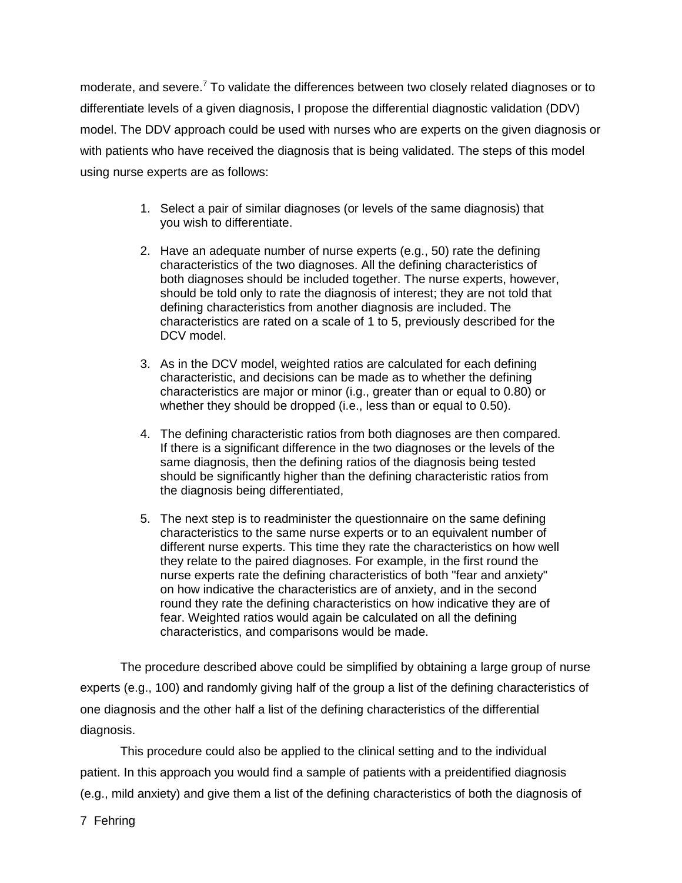moderate, and severe.[7] To validate the differences between two closely related diagnoses or to differentiate levels of a given diagnosis, I propose the differential diagnostic validation (DDV) model. The DDV approach could be used with nurses who are experts on the given diagnosis or with patients who have received the diagnosis that is being validated. The steps of this model using nurse experts are as follows:

1. Select a pair of similar diagnoses (or levels of the same diagnosis) that you wish to differentiate.

2. Have an adequate number of nurse experts (e.g., 50) rate the defining characteristics of the two diagnoses. All the defining characteristics of both diagnoses should be included together. The nurse experts, however, should be told only to rate the diagnosis of interest; they are not told that defining characteristics from another diagnosis are included. The characteristics are rated on a scale of 1 to 5, previously described for the DCV model.

3. As in the DCV model, weighted ratios are calculated for each defining characteristic, and decisions can be made as to whether the defining characteristics are major or minor (i.e., greater than or equal to 0.80) or whether they should be dropped (i.e., less than or equal to 0.50).

4. The defining characteristic ratios from both diagnoses are then compared. If there is a significant difference in the two diagnoses or the levels of the same diagnosis, then the defining ratios of the diagnosis being tested should be significantly higher than the defining characteristic ratios from the diagnosis being differentiated,

5. The next step is to readminister the questionnaire on the same defining characteristics to the same nurse experts or to an equivalent number of different nurse experts. This time they rate the characteristics on how well they relate to the paired diagnoses. For example, in the first round the nurse experts rate the defining characteristics of both "fear and anxiety" on how indicative the characteristics are of anxiety, and in the second round they rate the defining characteristics on how indicative they are of fear. Weighted ratios would again be calculated on all the defining characteristics, and comparisons would be made.

The procedure described above could be simplified by obtaining a large group of nurse experts (e.g., 100) and randomly giving half of the group a list of the defining characteristics of one diagnosis and the other half a list of the defining characteristics of the differential diagnosis.

This procedure could also be applied to the clinical setting and to the individual patient. In this approach you would find a sample of patients with a preidentified diagnosis (e.g., mild anxiety) and give them a list of the defining characteristics of both the diagnosis of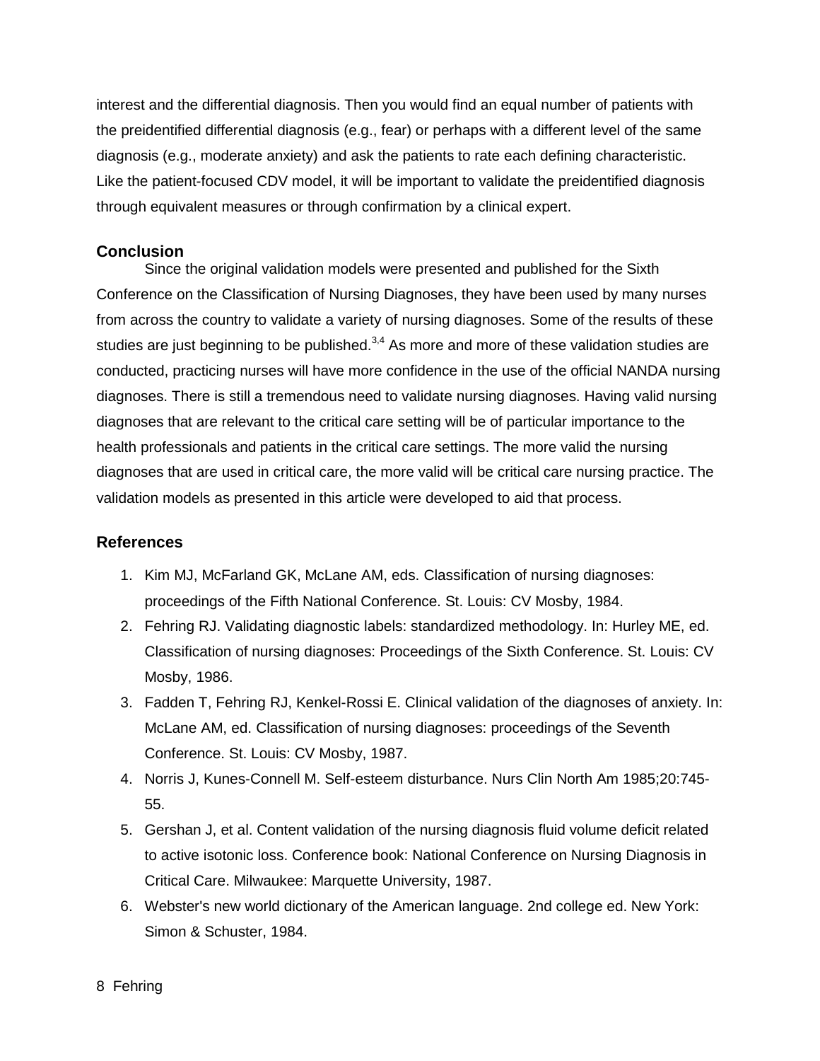interest and the differential diagnosis. Then you would find an equal number of patients with the preidentified differential diagnosis (e.g., fear) or perhaps with a different level of the same diagnosis (e.g., moderate anxiety) and ask the patients to rate each defining characteristic. Like the patient-focused CDV model, it will be important to validate the preidentified diagnosis through equivalent measures or through confirmation by a clinical expert.

### Conclusion

Since the original validation models were presented and published for the Sixth Conference on the Classification of Nursing Diagnoses, they have been used by many nurses from across the country to validate a variety of nursing diagnoses. Some of the results of these studies are just beginning to be published.[3,4] As more and more of these validation studies are conducted, practicing nurses will have more confidence in the use of the official NANDA nursing diagnoses. There is still a tremendous need to validate nursing diagnoses. Having valid nursing diagnoses that are relevant to the critical care setting will be of particular importance to the health professionals and patients in the critical care settings. The more valid the nursing diagnoses that are used in critical care, the more valid will be critical care nursing practice. The validation models as presented in this article were developed to aid that process.

### References

1. Kim MJ, McFarland GK, McLane AM, eds. Classification of nursing diagnoses: proceedings of the Fifth National Conference. St. Louis: CV Mosby, 1984.
2. Fehring RJ. Validating diagnostic labels: standardized methodology. In: Hurley ME, ed. Classification of nursing diagnoses: Proceedings of the Sixth Conference. St. Louis: CV Mosby, 1986.
3. Fadden T, Fehring RJ, Kenkel-Rossi E. Clinical validation of the diagnoses of anxiety. In: McLane AM, ed. Classification of nursing diagnoses: proceedings of the Seventh Conference. St. Louis: CV Mosby, 1987.
4. Norris J, Kunes-Connell M. Self-esteem disturbance. Nurs Clin North Am 1985;20:745-55.
5. Gershan J, et al. Content validation of the nursing diagnosis fluid volume deficit related to active isotonic loss. Conference book: National Conference on Nursing Diagnosis in Critical Care. Milwaukee: Marquette University, 1987.
6. Webster's new world dictionary of the American language. 2nd college ed. New York: Simon & Schuster, 1984.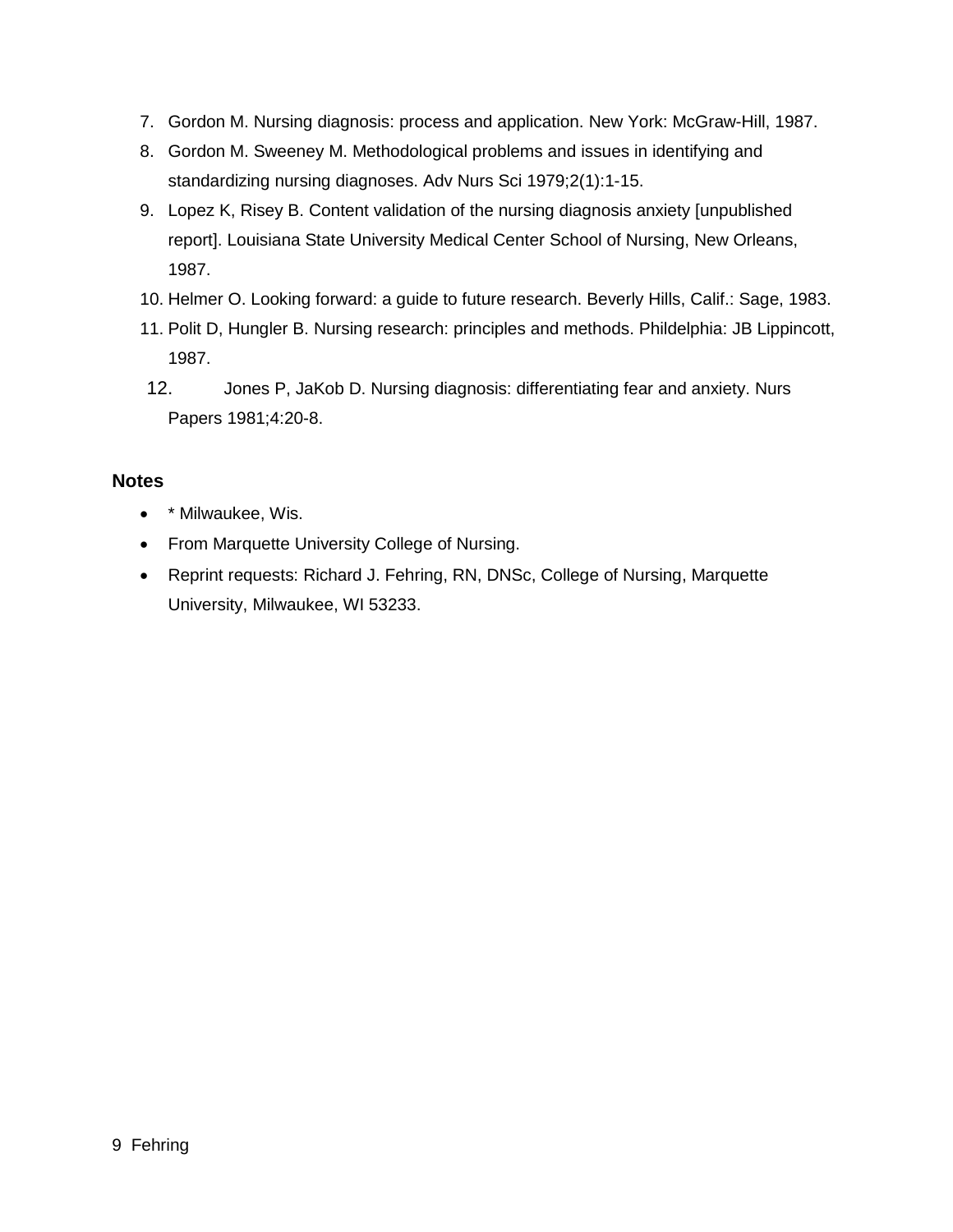7. Gordon M. Nursing diagnosis: process and application. New York: McGraw-Hill, 1987.
8. Gordon M. Sweeney M. Methodological problems and issues in identifying and standardizing nursing diagnoses. Adv Nurs Sci 1979;2(1):1-15.
9. Lopez K, Risey B. Content validation of the nursing diagnosis anxiety [unpublished report]. Louisiana State University Medical Center School of Nursing, New Orleans, 1987.
10. Helmer O. Looking forward: a guide to future research. Beverly Hills, Calif.: Sage, 1983.
11. Polit D, Hungler B. Nursing research: principles and methods. Phildelphia: JB Lippincott, 1987.
12. Jones P, JaKob D. Nursing diagnosis: differentiating fear and anxiety. Nurs Papers 1981;4:20-8.

## Notes

- * Milwaukee, Wis.
- From Marquette University College of Nursing.
- Reprint requests: Richard J. Fehring, RN, DNSc, College of Nursing, Marquette University, Milwaukee, WI 53233.